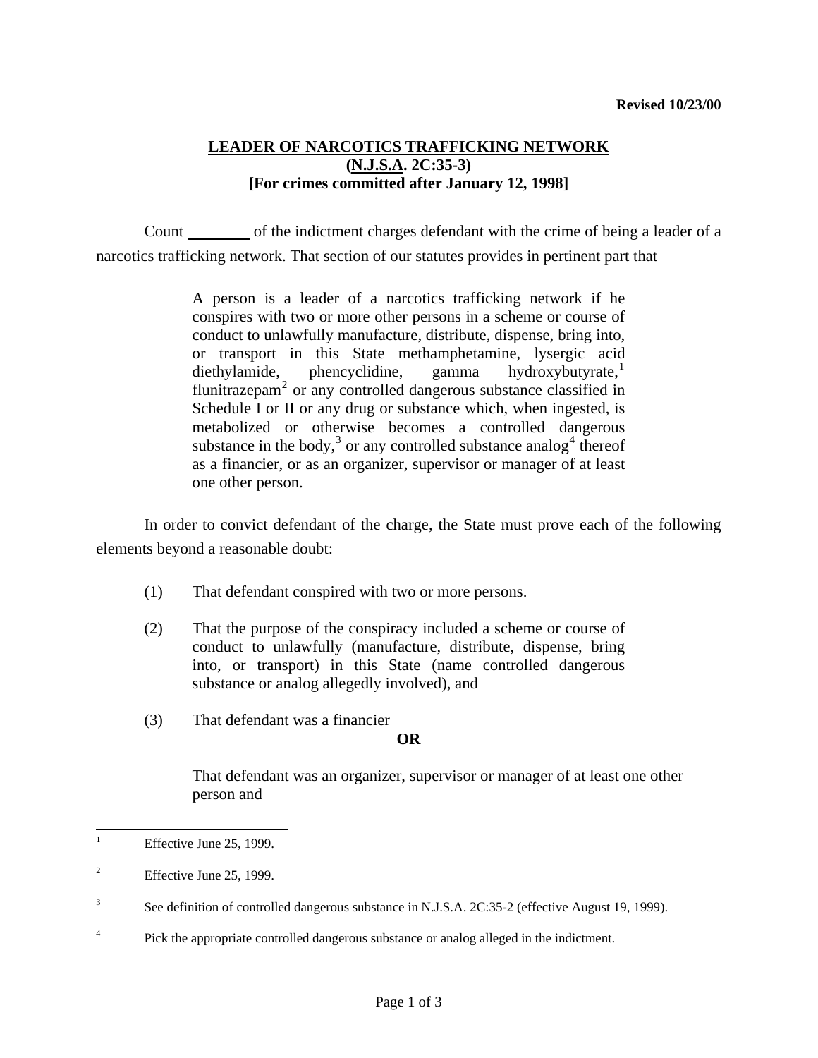**Revised 10/23/00**

# LEADER OF NARCOTICS TRAFFICKING NETWORK
## (N.J.S.A. 2C:35-3)
## [For crimes committed after January 12, 1998]

Count ________ of the indictment charges defendant with the crime of being a leader of a narcotics trafficking network. That section of our statutes provides in pertinent part that

> A person is a leader of a narcotics trafficking network if he conspires with two or more other persons in a scheme or course of conduct to unlawfully manufacture, distribute, dispense, bring into, or transport in this State methamphetamine, lysergic acid diethylamide, phencyclidine, gamma hydroxybutyrate,[1] flunitrazepam[2] or any controlled dangerous substance classified in Schedule I or II or any drug or substance which, when ingested, is metabolized or otherwise becomes a controlled dangerous substance in the body,[3] or any controlled substance analog[4] thereof as a financier, or as an organizer, supervisor or manager of at least one other person.

In order to convict defendant of the charge, the State must prove each of the following elements beyond a reasonable doubt:

(1) That defendant conspired with two or more persons.

(2) That the purpose of the conspiracy included a scheme or course of conduct to unlawfully (manufacture, distribute, dispense, bring into, or transport) in this State (name controlled dangerous substance or analog allegedly involved), and

(3) That defendant was a financier

**OR**

That defendant was an organizer, supervisor or manager of at least one other person and

---

[1] Effective June 25, 1999.

[2] Effective June 25, 1999.

[3] See definition of controlled dangerous substance in N.J.S.A. 2C:35-2 (effective August 19, 1999).

[4] Pick the appropriate controlled dangerous substance or analog alleged in the indictment.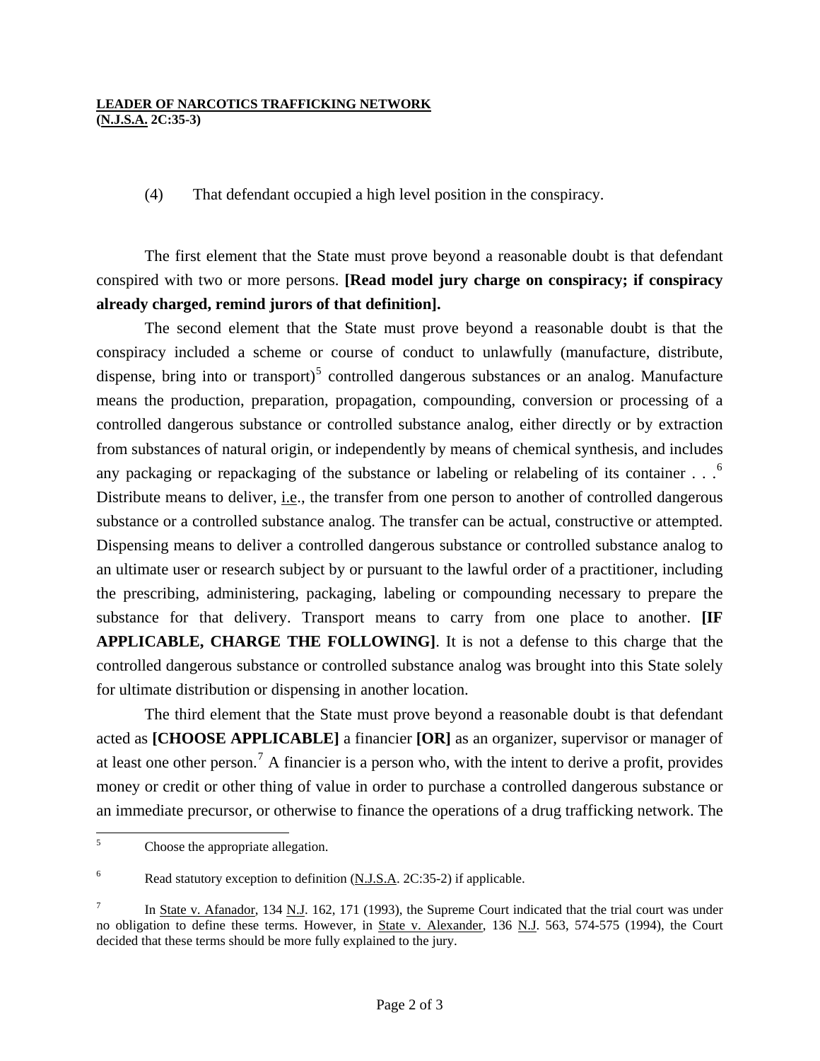(4) That defendant occupied a high level position in the conspiracy.

The first element that the State must prove beyond a reasonable doubt is that defendant conspired with two or more persons. **[Read model jury charge on conspiracy; if conspiracy already charged, remind jurors of that definition].**

The second element that the State must prove beyond a reasonable doubt is that the conspiracy included a scheme or course of conduct to unlawfully (manufacture, distribute, dispense, bring into or transport)[5] controlled dangerous substances or an analog. Manufacture means the production, preparation, propagation, compounding, conversion or processing of a controlled dangerous substance or controlled substance analog, either directly or by extraction from substances of natural origin, or independently by means of chemical synthesis, and includes any packaging or repackaging of the substance or labeling or relabeling of its container . . .[6] Distribute means to deliver, i.e., the transfer from one person to another of controlled dangerous substance or a controlled substance analog. The transfer can be actual, constructive or attempted. Dispensing means to deliver a controlled dangerous substance or controlled substance analog to an ultimate user or research subject by or pursuant to the lawful order of a practitioner, including the prescribing, administering, packaging, labeling or compounding necessary to prepare the substance for that delivery. Transport means to carry from one place to another. **[IF APPLICABLE, CHARGE THE FOLLOWING]**. It is not a defense to this charge that the controlled dangerous substance or controlled substance analog was brought into this State solely for ultimate distribution or dispensing in another location.

The third element that the State must prove beyond a reasonable doubt is that defendant acted as **[CHOOSE APPLICABLE]** a financier **[OR]** as an organizer, supervisor or manager of at least one other person.[7] A financier is a person who, with the intent to derive a profit, provides money or credit or other thing of value in order to purchase a controlled dangerous substance or an immediate precursor, or otherwise to finance the operations of a drug trafficking network. The

---

[5] Choose the appropriate allegation.

[6] Read statutory exception to definition (N.J.S.A. 2C:35-2) if applicable.

[7] In State v. Afanador, 134 N.J. 162, 171 (1993), the Supreme Court indicated that the trial court was under no obligation to define these terms. However, in State v. Alexander, 136 N.J. 563, 574-575 (1994), the Court decided that these terms should be more fully explained to the jury.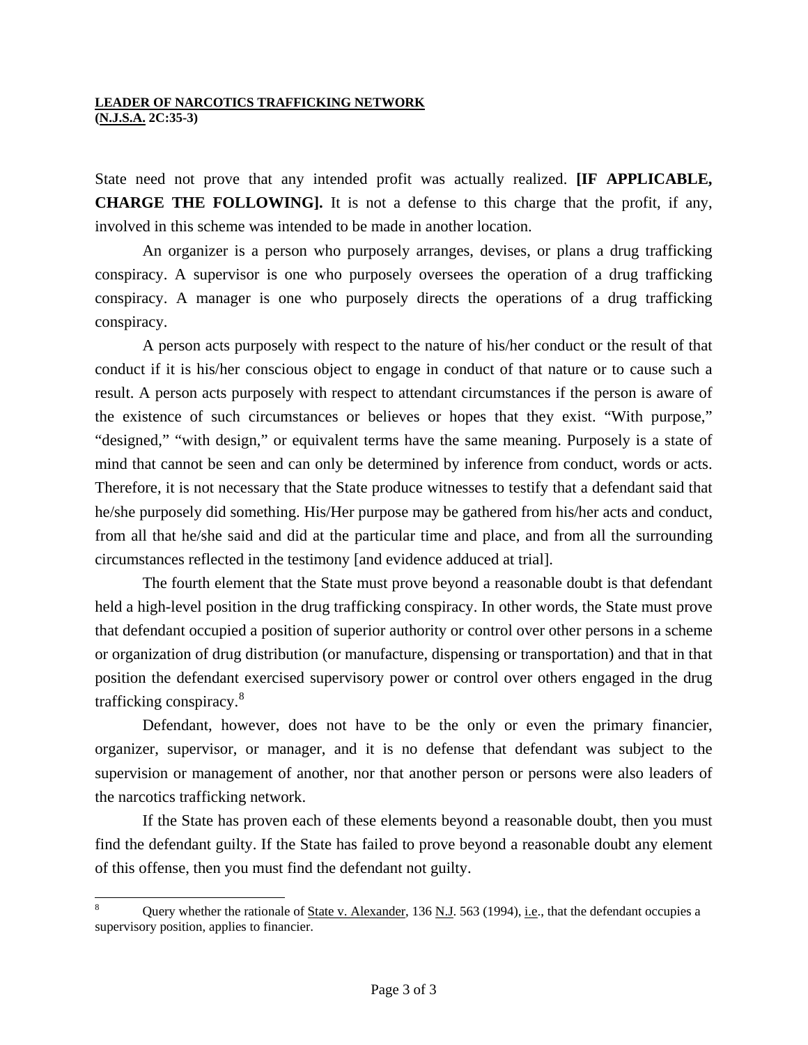State need not prove that any intended profit was actually realized. **[IF APPLICABLE, CHARGE THE FOLLOWING].** It is not a defense to this charge that the profit, if any, involved in this scheme was intended to be made in another location.

An organizer is a person who purposely arranges, devises, or plans a drug trafficking conspiracy. A supervisor is one who purposely oversees the operation of a drug trafficking conspiracy. A manager is one who purposely directs the operations of a drug trafficking conspiracy.

A person acts purposely with respect to the nature of his/her conduct or the result of that conduct if it is his/her conscious object to engage in conduct of that nature or to cause such a result. A person acts purposely with respect to attendant circumstances if the person is aware of the existence of such circumstances or believes or hopes that they exist. "With purpose," "designed," "with design," or equivalent terms have the same meaning. Purposely is a state of mind that cannot be seen and can only be determined by inference from conduct, words or acts. Therefore, it is not necessary that the State produce witnesses to testify that a defendant said that he/she purposely did something. His/Her purpose may be gathered from his/her acts and conduct, from all that he/she said and did at the particular time and place, and from all the surrounding circumstances reflected in the testimony [and evidence adduced at trial].

The fourth element that the State must prove beyond a reasonable doubt is that defendant held a high-level position in the drug trafficking conspiracy. In other words, the State must prove that defendant occupied a position of superior authority or control over other persons in a scheme or organization of drug distribution (or manufacture, dispensing or transportation) and that in that position the defendant exercised supervisory power or control over others engaged in the drug trafficking conspiracy.[8]

Defendant, however, does not have to be the only or even the primary financier, organizer, supervisor, or manager, and it is no defense that defendant was subject to the supervision or management of another, nor that another person or persons were also leaders of the narcotics trafficking network.

If the State has proven each of these elements beyond a reasonable doubt, then you must find the defendant guilty. If the State has failed to prove beyond a reasonable doubt any element of this offense, then you must find the defendant not guilty.

---

[8] Query whether the rationale of State v. Alexander, 136 N.J. 563 (1994), i.e., that the defendant occupies a supervisory position, applies to financier.